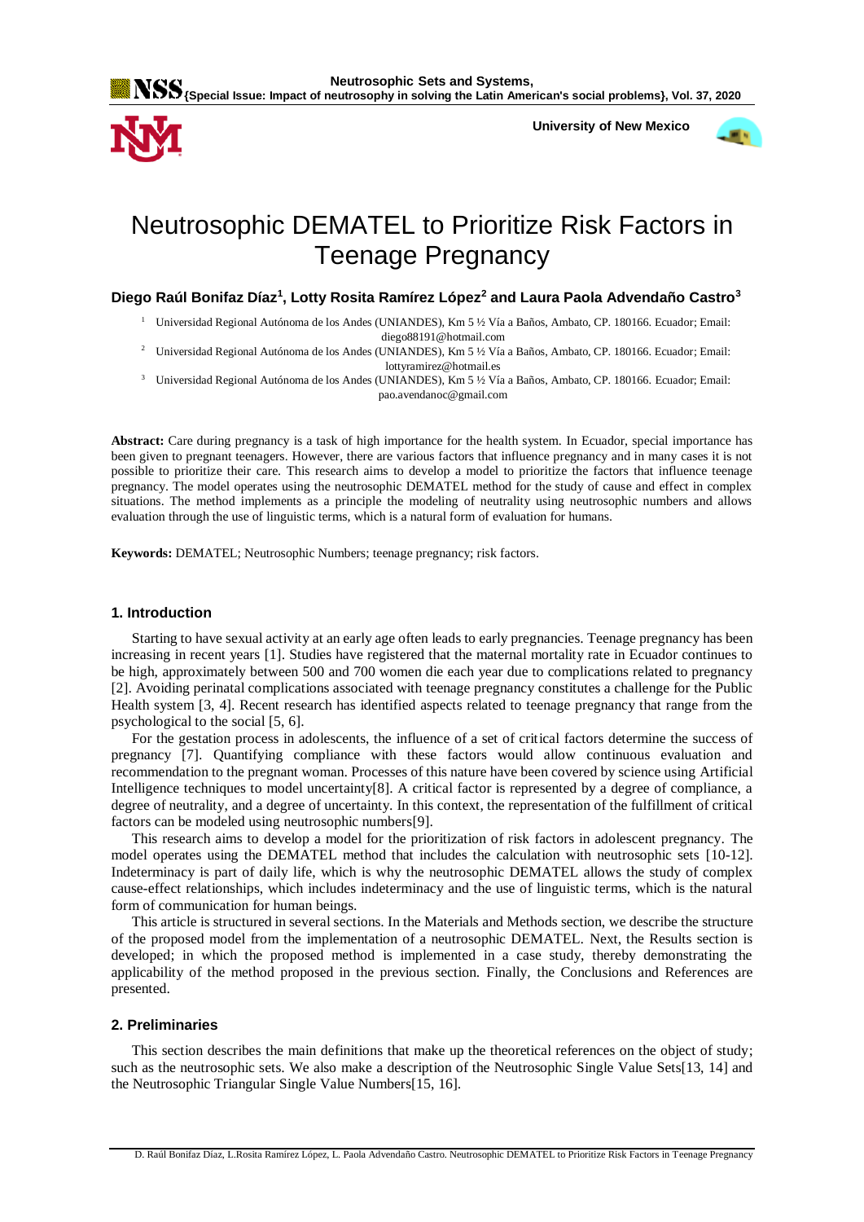# Neutrosophic DEMATEL to Prioritize Risk Factors in Teenage Pregnancy

**Diego Raúl Bonifaz Díaz[1], Lotty Rosita Ramírez López[2] and Laura Paola Advendaño Castro[3]**

[1] Universidad Regional Autónoma de los Andes (UNIANDES), Km 5 ½ Vía a Baños, Ambato, CP. 180166. Ecuador; Email: diego88191@hotmail.com

[2] Universidad Regional Autónoma de los Andes (UNIANDES), Km 5 ½ Vía a Baños, Ambato, CP. 180166. Ecuador; Email: lottyramirez@hotmail.es

[3] Universidad Regional Autónoma de los Andes (UNIANDES), Km 5 ½ Vía a Baños, Ambato, CP. 180166. Ecuador; Email: pao.avendanoc@gmail.com

**Abstract:** Care during pregnancy is a task of high importance for the health system. In Ecuador, special importance has been given to pregnant teenagers. However, there are various factors that influence pregnancy and in many cases it is not possible to prioritize their care. This research aims to develop a model to prioritize the factors that influence teenage pregnancy. The model operates using the neutrosophic DEMATEL method for the study of cause and effect in complex situations. The method implements as a principle the modeling of neutrality using neutrosophic numbers and allows evaluation through the use of linguistic terms, which is a natural form of evaluation for humans.

**Keywords:** DEMATEL; Neutrosophic Numbers; teenage pregnancy; risk factors.

## 1. Introduction

Starting to have sexual activity at an early age often leads to early pregnancies. Teenage pregnancy has been increasing in recent years [1]. Studies have registered that the maternal mortality rate in Ecuador continues to be high, approximately between 500 and 700 women die each year due to complications related to pregnancy [2]. Avoiding perinatal complications associated with teenage pregnancy constitutes a challenge for the Public Health system [3, 4]. Recent research has identified aspects related to teenage pregnancy that range from the psychological to the social [5, 6].

For the gestation process in adolescents, the influence of a set of critical factors determine the success of pregnancy [7]. Quantifying compliance with these factors would allow continuous evaluation and recommendation to the pregnant woman. Processes of this nature have been covered by science using Artificial Intelligence techniques to model uncertainty[8]. A critical factor is represented by a degree of compliance, a degree of neutrality, and a degree of uncertainty. In this context, the representation of the fulfillment of critical factors can be modeled using neutrosophic numbers[9].

This research aims to develop a model for the prioritization of risk factors in adolescent pregnancy. The model operates using the DEMATEL method that includes the calculation with neutrosophic sets [10-12]. Indeterminacy is part of daily life, which is why the neutrosophic DEMATEL allows the study of complex cause-effect relationships, which includes indeterminacy and the use of linguistic terms, which is the natural form of communication for human beings.

This article is structured in several sections. In the Materials and Methods section, we describe the structure of the proposed model from the implementation of a neutrosophic DEMATEL. Next, the Results section is developed; in which the proposed method is implemented in a case study, thereby demonstrating the applicability of the method proposed in the previous section. Finally, the Conclusions and References are presented.

## 2. Preliminaries

This section describes the main definitions that make up the theoretical references on the object of study; such as the neutrosophic sets. We also make a description of the Neutrosophic Single Value Sets[13, 14] and the Neutrosophic Triangular Single Value Numbers[15, 16].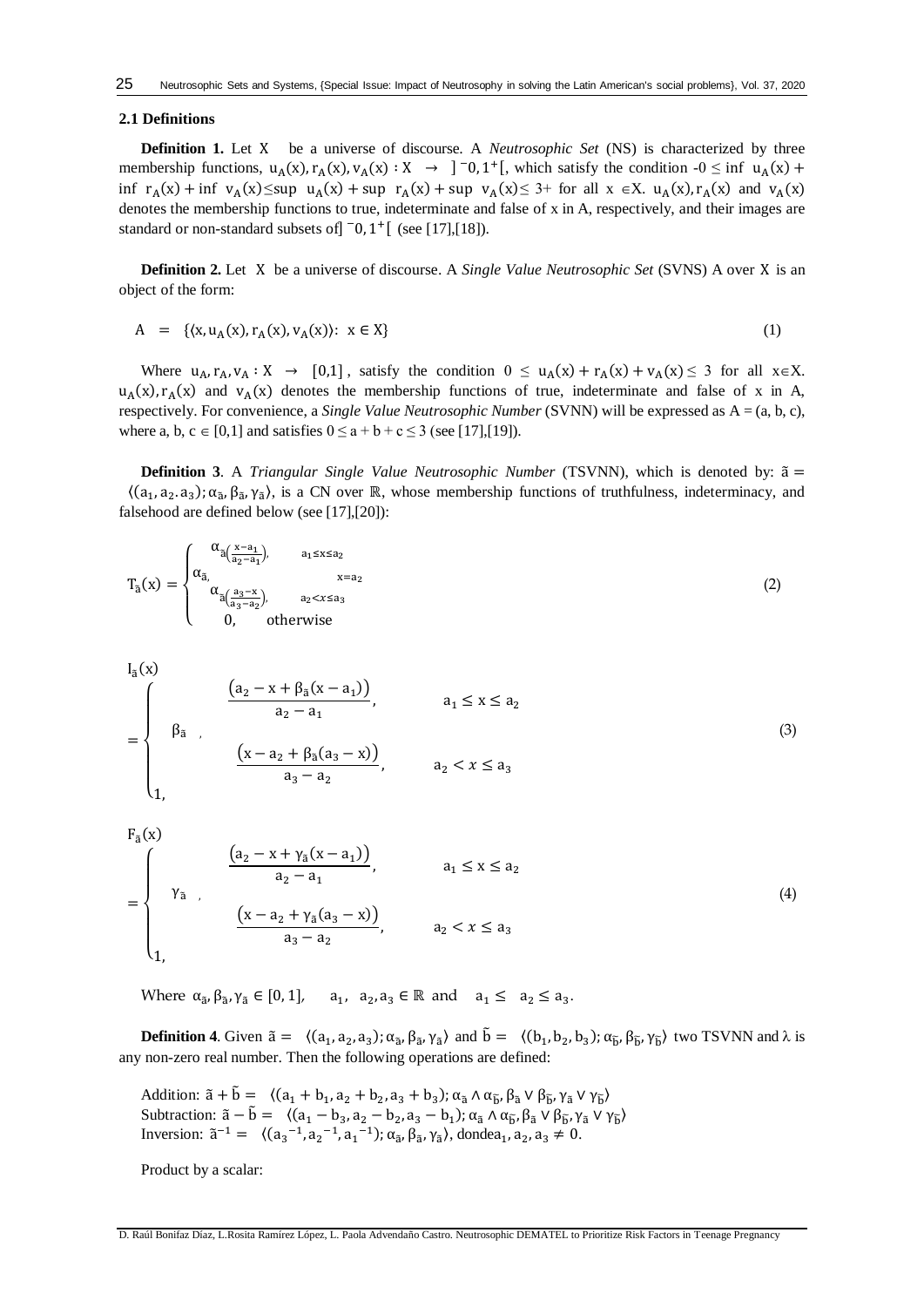### 2.1 Definitions

**Definition 1.** Let X be a universe of discourse. A *Neutrosophic Set* (NS) is characterized by three membership functions, $u_A(x), r_A(x), v_A(x) : X \rightarrow \, ]^-0, 1^+[$, which satisfy the condition $-0 \leq \inf u_A(x) + \inf r_A(x) + \inf v_A(x) \leq \sup u_A(x) + \sup r_A(x) + \sup v_A(x) \leq 3+$ for all $x \in X$. $u_A(x), r_A(x)$ and $v_A(x)$ denotes the membership functions to true, indeterminate and false of x in A, respectively, and their images are standard or non-standard subsets of $]^-0, 1^+[$ (see [17],[18]).

**Definition 2.** Let X be a universe of discourse. A *Single Value Neutrosophic Set* (SVNS) A over X is an object of the form:

$$A = \{\langle x, u_A(x), r_A(x), v_A(x) \rangle : x \in X\} \tag{1}$$

Where $u_A, r_A, v_A : X \rightarrow [0,1]$, satisfy the condition $0 \leq u_A(x) + r_A(x) + v_A(x) \leq 3$ for all $x \in X$. $u_A(x), r_A(x)$ and $v_A(x)$ denotes the membership functions of true, indeterminate and false of x in A, respectively. For convenience, a *Single Value Neutrosophic Number* (SVNN) will be expressed as A = (a, b, c), where a, b, c $\in$ [0,1] and satisfies $0 \leq a + b + c \leq 3$ (see [17],[19]).

**Definition 3**. A *Triangular Single Value Neutrosophic Number* (TSVNN), which is denoted by: $\tilde{a} = \langle (a_1, a_2, a_3); \alpha_{\tilde{a}}, \beta_{\tilde{a}}, \gamma_{\tilde{a}} \rangle$, is a CN over $\mathbb{R}$, whose membership functions of truthfulness, indeterminacy, and falsehood are defined below (see [17],[20]):

$$T_{\tilde{a}}(x) = \begin{cases} \alpha_{\tilde{a}\left(\frac{x-a_1}{a_2-a_1}\right)}, & a_1 \leq x \leq a_2 \\ \alpha_{\tilde{a}}, & x = a_2 \\ \alpha_{\tilde{a}\left(\frac{a_3-x}{a_3-a_2}\right)}, & a_2 < x \leq a_3 \\ 0, & \text{otherwise} \end{cases} \tag{2}$$

$$I_{\tilde{a}}(x) = \begin{cases} \frac{\left(a_2 - x + \beta_{\tilde{a}}(x - a_1)\right)}{a_2 - a_1}, & a_1 \leq x \leq a_2 \\ \beta_{\tilde{a}}, & \\ \frac{\left(x - a_2 + \beta_{\tilde{a}}(a_3 - x)\right)}{a_3 - a_2}, & a_2 < x \leq a_3 \\ 1, & \end{cases} \tag{3}$$

$$F_{\tilde{a}}(x) = \begin{cases} \frac{\left(a_2 - x + \gamma_{\tilde{a}}(x - a_1)\right)}{a_2 - a_1}, & a_1 \leq x \leq a_2 \\ \gamma_{\tilde{a}}, & \\ \frac{\left(x - a_2 + \gamma_{\tilde{a}}(a_3 - x)\right)}{a_3 - a_2}, & a_2 < x \leq a_3 \\ 1, & \end{cases} \tag{4}$$

Where $\alpha_{\tilde{a}}, \beta_{\tilde{a}}, \gamma_{\tilde{a}} \in [0,1]$, $a_1, a_2, a_3 \in \mathbb{R}$ and $a_1 \leq a_2 \leq a_3$.

**Definition 4**. Given $\tilde{a} = \langle (a_1, a_2, a_3); \alpha_{\tilde{a}}, \beta_{\tilde{a}}, \gamma_{\tilde{a}} \rangle$ and $\tilde{b} = \langle (b_1, b_2, b_3); \alpha_{\tilde{b}}, \beta_{\tilde{b}}, \gamma_{\tilde{b}} \rangle$ two TSVNN and $\lambda$ is any non-zero real number. Then the following operations are defined:

Addition: $\tilde{a} + \tilde{b} = \langle (a_1 + b_1, a_2 + b_2, a_3 + b_3); \alpha_{\tilde{a}} \wedge \alpha_{\tilde{b}}, \beta_{\tilde{a}} \vee \beta_{\tilde{b}}, \gamma_{\tilde{a}} \vee \gamma_{\tilde{b}} \rangle$
Subtraction: $\tilde{a} - \tilde{b} = \langle (a_1 - b_3, a_2 - b_2, a_3 - b_1); \alpha_{\tilde{a}} \wedge \alpha_{\tilde{b}}, \beta_{\tilde{a}} \vee \beta_{\tilde{b}}, \gamma_{\tilde{a}} \vee \gamma_{\tilde{b}} \rangle$
Inversion: $\tilde{a}^{-1} = \langle (a_3^{-1}, a_2^{-1}, a_1^{-1}); \alpha_{\tilde{a}}, \beta_{\tilde{a}}, \gamma_{\tilde{a}} \rangle$, donde $a_1, a_2, a_3 \neq 0$.

Product by a scalar: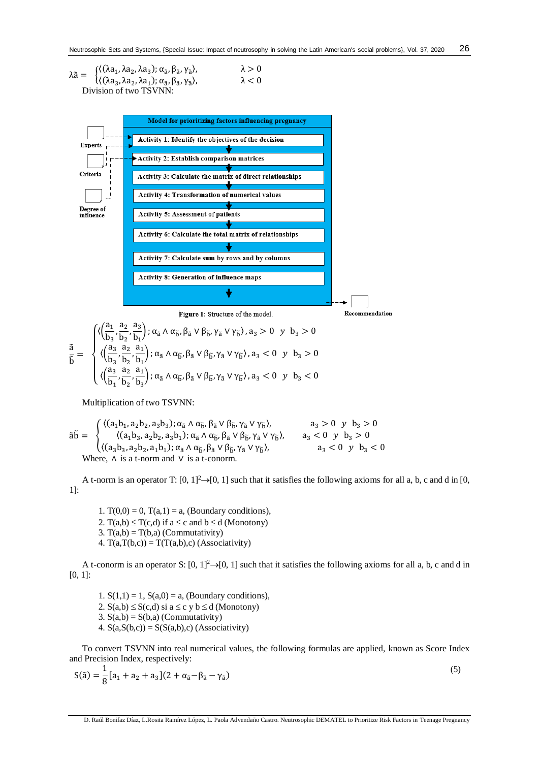$$\lambda\tilde{a} = \begin{cases} \langle(\lambda a_1, \lambda a_2, \lambda a_3); \alpha_{\tilde{a}}, \beta_{\tilde{a}}, \gamma_{\tilde{a}}\rangle, & \lambda > 0 \\ \langle(\lambda a_3, \lambda a_2, \lambda a_1); \alpha_{\tilde{a}}, \beta_{\tilde{a}}, \gamma_{\tilde{a}}\rangle, & \lambda < 0 \end{cases}$$

Division of two TSVNN:

**Model for prioritizing factors influencing pregnancy**

- Activity 1: Identify the objectives of the decision
- Activity 2: Establish comparison matrices
- Activity 3: Calculate the matrix of direct relationships
- Activity 4: Transformation of numerical values
- Activity 5: Assessment of patients
- Activity 6: Calculate the total matrix of relationships
- Activity 7: Calculate sum by rows and by columns
- Activity 8: Generation of influence maps

Inputs: Experts, Criteria, Degree of influence. Output: Recommendation

Figure 1: Structure of the model.

$$\frac{\tilde{a}}{\tilde{b}} = \begin{cases} \left\langle\left(\frac{a_1}{b_3}, \frac{a_2}{b_2}, \frac{a_3}{b_1}\right); \alpha_{\tilde{a}} \wedge \alpha_{\tilde{b}}, \beta_{\tilde{a}} \vee \beta_{\tilde{b}}, \gamma_{\tilde{a}} \vee \gamma_{\tilde{b}}\right\rangle, a_3 > 0 \;\; y \;\; b_3 > 0 \\ \left\langle\left(\frac{a_3}{b_3}, \frac{a_2}{b_2}, \frac{a_1}{b_1}\right); \alpha_{\tilde{a}} \wedge \alpha_{\tilde{b}}, \beta_{\tilde{a}} \vee \beta_{\tilde{b}}, \gamma_{\tilde{a}} \vee \gamma_{\tilde{b}}\right\rangle, a_3 < 0 \;\; y \;\; b_3 > 0 \\ \left\langle\left(\frac{a_3}{b_1}, \frac{a_2}{b_2}, \frac{a_1}{b_3}\right); \alpha_{\tilde{a}} \wedge \alpha_{\tilde{b}}, \beta_{\tilde{a}} \vee \beta_{\tilde{b}}, \gamma_{\tilde{a}} \vee \gamma_{\tilde{b}}\right\rangle, a_3 < 0 \;\; y \;\; b_3 < 0 \end{cases}$$

Multiplication of two TSVNN:

$$\tilde{a}\tilde{b} = \begin{cases} \langle(a_1b_1, a_2b_2, a_3b_3); \alpha_{\tilde{a}} \wedge \alpha_{\tilde{b}}, \beta_{\tilde{a}} \vee \beta_{\tilde{b}}, \gamma_{\tilde{a}} \vee \gamma_{\tilde{b}}\rangle, & a_3 > 0 \;\; y \;\; b_3 > 0 \\ \langle(a_1b_3, a_2b_2, a_3b_1); \alpha_{\tilde{a}} \wedge \alpha_{\tilde{b}}, \beta_{\tilde{a}} \vee \beta_{\tilde{b}}, \gamma_{\tilde{a}} \vee \gamma_{\tilde{b}}\rangle, & a_3 < 0 \;\; y \;\; b_3 > 0 \\ \langle(a_3b_3, a_2b_2, a_1b_1); \alpha_{\tilde{a}} \wedge \alpha_{\tilde{b}}, \beta_{\tilde{a}} \vee \beta_{\tilde{b}}, \gamma_{\tilde{a}} \vee \gamma_{\tilde{b}}\rangle, & a_3 < 0 \;\; y \;\; b_3 < 0 \end{cases}$$

Where, $\wedge$ is a t-norm and $\vee$ is a t-conorm.

A t-norm is an operator T: $[0, 1]^2 \to [0, 1]$ such that it satisfies the following axioms for all a, b, c and d in [0, 1]:

1. T(0,0) = 0, T(a,1) = a, (Boundary conditions),
2. T(a,b) ≤ T(c,d) if a ≤ c and b ≤ d (Monotony)
3. T(a,b) = T(b,a) (Commutativity)
4. T(a,T(b,c)) = T(T(a,b),c) (Associativity)

A t-conorm is an operator S: $[0, 1]^2 \to [0, 1]$ such that it satisfies the following axioms for all a, b, c and d in [0, 1]:

1. S(1,1) = 1, S(a,0) = a, (Boundary conditions),
2. S(a,b) ≤ S(c,d) si a ≤ c y b ≤ d (Monotony)
3. S(a,b) = S(b,a) (Commutativity)
4. S(a,S(b,c)) = S(S(a,b),c) (Associativity)

To convert TSVNN into real numerical values, the following formulas are applied, known as Score Index and Precision Index, respectively:

$$S(\tilde{a}) = \frac{1}{8}[a_1 + a_2 + a_3](2 + \alpha_{\tilde{a}} - \beta_{\tilde{a}} - \gamma_{\tilde{a}}) \tag{5}$$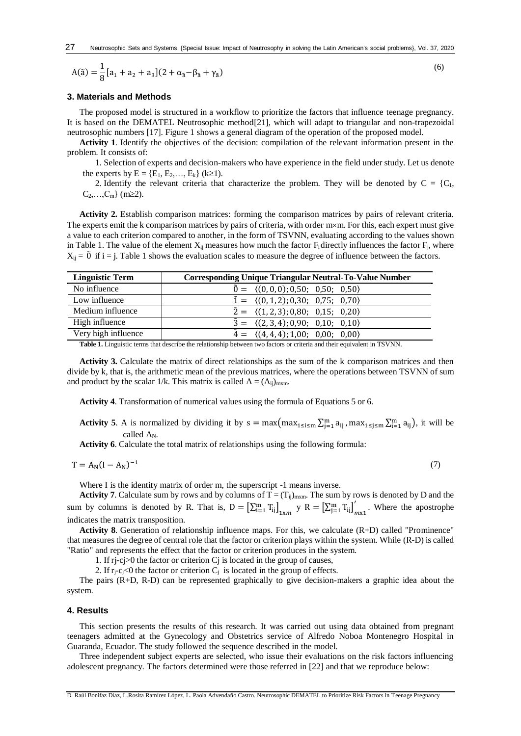$$A(\tilde{a}) = \frac{1}{8}[a_1 + a_2 + a_3](2 + \alpha_{\tilde{a}} - \beta_{\tilde{a}} + \gamma_{\tilde{a}}) \tag{6}$$

## 3. Materials and Methods

The proposed model is structured in a workflow to prioritize the factors that influence teenage pregnancy. It is based on the DEMATEL Neutrosophic method[21], which will adapt to triangular and non-trapezoidal neutrosophic numbers [17]. Figure 1 shows a general diagram of the operation of the proposed model.

**Activity 1**. Identify the objectives of the decision: compilation of the relevant information present in the problem. It consists of:

1. Selection of experts and decision-makers who have experience in the field under study. Let us denote the experts by $E = \{E_1, E_2,\ldots, E_k\}$ ($k \geq 1$).
2. Identify the relevant criteria that characterize the problem. They will be denoted by $C = \{C_1, C_2,\ldots,C_m\}$ ($m \geq 2$).

**Activity 2.** Establish comparison matrices: forming the comparison matrices by pairs of relevant criteria. The experts emit the k comparison matrices by pairs of criteria, with order $m \times m$. For this, each expert must give a value to each criterion compared to another, in the form of TSVNN, evaluating according to the values shown in Table 1. The value of the element $X_{ij}$ measures how much the factor $F_i$ directly influences the factor $F_j$, where $X_{ij} = \tilde{0}$ if $i = j$. Table 1 shows the evaluation scales to measure the degree of influence between the factors.

| Linguistic Term | Corresponding Unique Triangular Neutral-To-Value Number |
|---|---|
| No influence | $\tilde{0} = \langle(0,0,0); 0{,}50;\ 0{,}50;\ 0{,}50\rangle$ |
| Low influence | $\tilde{1} = \langle(0,1,2); 0{,}30;\ 0{,}75;\ 0{,}70\rangle$ |
| Medium influence | $\tilde{2} = \langle(1,2,3); 0{,}80;\ 0{,}15;\ 0{,}20\rangle$ |
| High influence | $\tilde{3} = \langle(2,3,4); 0{,}90;\ 0{,}10;\ 0{,}10\rangle$ |
| Very high influence | $\tilde{4} = \langle(4,4,4); 1{,}00;\ 0{,}00;\ 0{,}00\rangle$ |

**Table 1.** Linguistic terms that describe the relationship between two factors or criteria and their equivalent in TSVNN.

**Activity 3.** Calculate the matrix of direct relationships as the sum of the k comparison matrices and then divide by k, that is, the arithmetic mean of the previous matrices, where the operations between TSVNN of sum and product by the scalar 1/k. This matrix is called $A = (A_{ij})_{m\times m}$.

**Activity 4**. Transformation of numerical values using the formula of Equations 5 or 6.

**Activity 5**. A is normalized by dividing it by $s = \max\left(\max_{1\leq i\leq m}\sum_{j=1}^{m} a_{ij}, \max_{1\leq j\leq m}\sum_{i=1}^{m} a_{ij}\right)$, it will be called $A_N$.

**Activity 6**. Calculate the total matrix of relationships using the following formula:

$$T = A_N(I - A_N)^{-1} \tag{7}$$

Where I is the identity matrix of order m, the superscript -1 means inverse.

**Activity 7**. Calculate sum by rows and by columns of $T = (T_{ij})_{m\times m}$. The sum by rows is denoted by D and the sum by columns is denoted by R. That is, $D = \left[\sum_{i=1}^{m} T_{ij}\right]_{1\times m}$ y $R = \left[\sum_{j=1}^{m} T_{ij}\right]'_{m\times 1}$. Where the apostrophe indicates the matrix transposition.

**Activity 8**. Generation of relationship influence maps. For this, we calculate (R+D) called "Prominence" that measures the degree of central role that the factor or criterion plays within the system. While (R-D) is called "Ratio" and represents the effect that the factor or criterion produces in the system.

1. If $r_j - c_j > 0$ the factor or criterion $C_j$ is located in the group of causes,
2. If $r_j - c_j < 0$ the factor or criterion $C_j$ is located in the group of effects.

The pairs (R+D, R-D) can be represented graphically to give decision-makers a graphic idea about the system.

## 4. Results

This section presents the results of this research. It was carried out using data obtained from pregnant teenagers admitted at the Gynecology and Obstetrics service of Alfredo Noboa Montenegro Hospital in Guaranda, Ecuador. The study followed the sequence described in the model.

Three independent subject experts are selected, who issue their evaluations on the risk factors influencing adolescent pregnancy. The factors determined were those referred in [22] and that we reproduce below: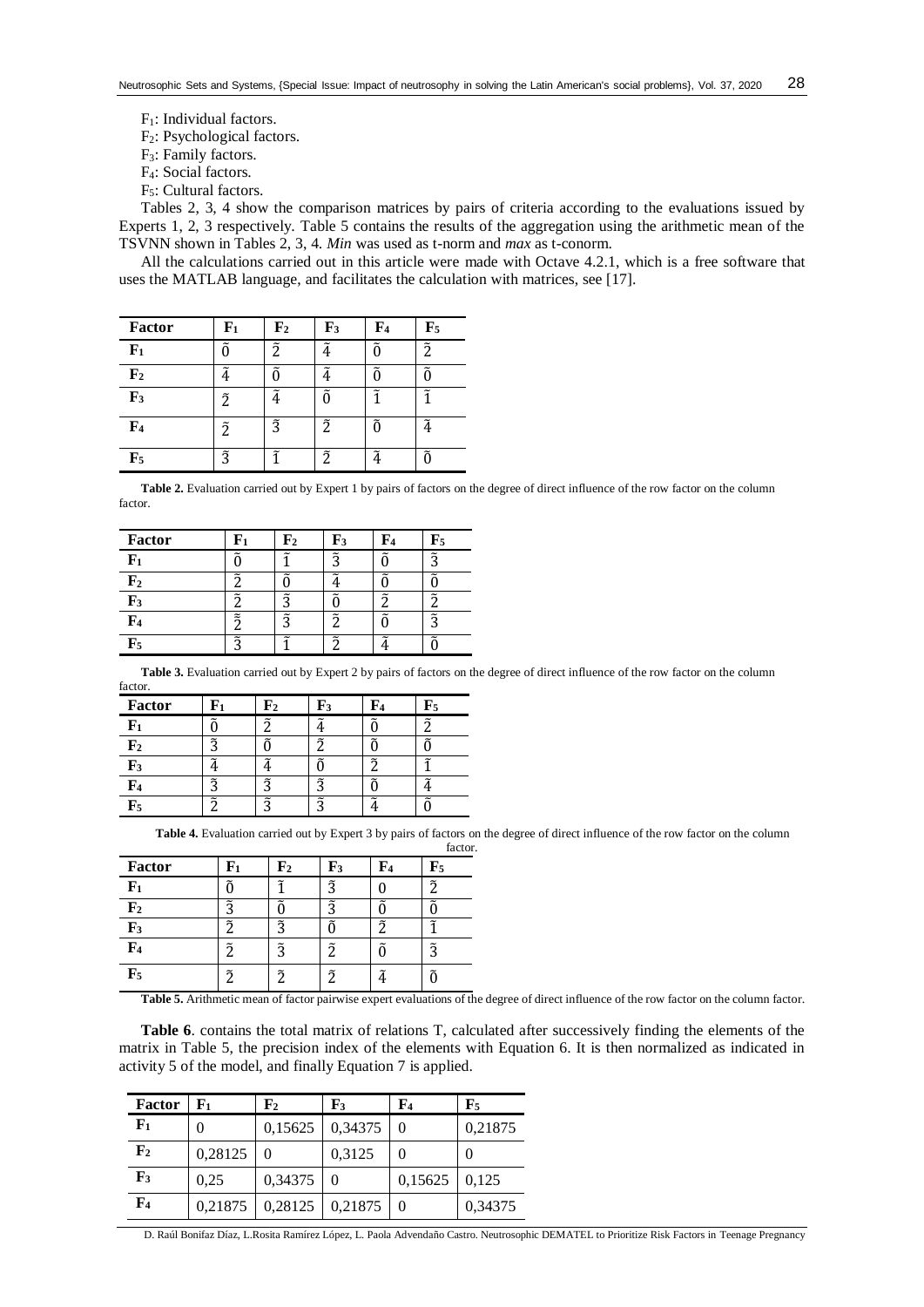$F_1$: Individual factors.

$F_2$: Psychological factors.

$F_3$: Family factors.

$F_4$: Social factors.

$F_5$: Cultural factors.

Tables 2, 3, 4 show the comparison matrices by pairs of criteria according to the evaluations issued by Experts 1, 2, 3 respectively. Table 5 contains the results of the aggregation using the arithmetic mean of the TSVNN shown in Tables 2, 3, 4. *Min* was used as t-norm and *max* as t-conorm.

All the calculations carried out in this article were made with Octave 4.2.1, which is a free software that uses the MATLAB language, and facilitates the calculation with matrices, see [17].

| Factor | $F_1$ | $F_2$ | $F_3$ | $F_4$ | $F_5$ |
|---|---|---|---|---|---|
| $F_1$ | $\tilde{0}$ | $\tilde{2}$ | $\tilde{4}$ | $\tilde{0}$ | $\tilde{2}$ |
| $F_2$ | $\tilde{4}$ | $\tilde{0}$ | $\tilde{4}$ | $\tilde{0}$ | $\tilde{0}$ |
| $F_3$ | $\tilde{2}$ | $\tilde{4}$ | $\tilde{0}$ | $\tilde{1}$ | $\tilde{1}$ |
| $F_4$ | $\tilde{2}$ | $\tilde{3}$ | $\tilde{2}$ | $\tilde{0}$ | $\tilde{4}$ |
| $F_5$ | $\tilde{3}$ | $\tilde{1}$ | $\tilde{2}$ | $\tilde{4}$ | $\tilde{0}$ |

**Table 2.** Evaluation carried out by Expert 1 by pairs of factors on the degree of direct influence of the row factor on the column factor.

| Factor | $F_1$ | $F_2$ | $F_3$ | $F_4$ | $F_5$ |
|---|---|---|---|---|---|
| $F_1$ | $\tilde{0}$ | $\tilde{1}$ | $\tilde{3}$ | $\tilde{0}$ | $\tilde{3}$ |
| $F_2$ | $\tilde{2}$ | $\tilde{0}$ | $\tilde{4}$ | $\tilde{0}$ | $\tilde{0}$ |
| $F_3$ | $\tilde{2}$ | $\tilde{3}$ | $\tilde{0}$ | $\tilde{2}$ | $\tilde{2}$ |
| $F_4$ | $\tilde{2}$ | $\tilde{3}$ | $\tilde{2}$ | $\tilde{0}$ | $\tilde{3}$ |
| $F_5$ | $\tilde{3}$ | $\tilde{1}$ | $\tilde{2}$ | $\tilde{4}$ | $\tilde{0}$ |

**Table 3.** Evaluation carried out by Expert 2 by pairs of factors on the degree of direct influence of the row factor on the column factor.

| Factor | $F_1$ | $F_2$ | $F_3$ | $F_4$ | $F_5$ |
|---|---|---|---|---|---|
| $F_1$ | $\tilde{0}$ | $\tilde{2}$ | $\tilde{4}$ | $\tilde{0}$ | $\tilde{2}$ |
| $F_2$ | $\tilde{3}$ | $\tilde{0}$ | $\tilde{2}$ | $\tilde{0}$ | $\tilde{0}$ |
| $F_3$ | $\tilde{4}$ | $\tilde{4}$ | $\tilde{0}$ | $\tilde{2}$ | $\tilde{1}$ |
| $F_4$ | $\tilde{3}$ | $\tilde{3}$ | $\tilde{3}$ | $\tilde{0}$ | $\tilde{4}$ |
| $F_5$ | $\tilde{2}$ | $\tilde{3}$ | $\tilde{3}$ | $\tilde{4}$ | $\tilde{0}$ |

**Table 4.** Evaluation carried out by Expert 3 by pairs of factors on the degree of direct influence of the row factor on the column factor.

| Factor | $F_1$ | $F_2$ | $F_3$ | $F_4$ | $F_5$ |
|---|---|---|---|---|---|
| $F_1$ | $\tilde{0}$ | $\tilde{1}$ | $\tilde{3}$ | $0$ | $\tilde{2}$ |
| $F_2$ | $\tilde{3}$ | $\tilde{0}$ | $\tilde{3}$ | $\tilde{0}$ | $\tilde{0}$ |
| $F_3$ | $\tilde{2}$ | $\tilde{3}$ | $\tilde{0}$ | $\tilde{2}$ | $\tilde{1}$ |
| $F_4$ | $\tilde{2}$ | $\tilde{3}$ | $\tilde{2}$ | $\tilde{0}$ | $\tilde{3}$ |
| $F_5$ | $\tilde{2}$ | $\tilde{2}$ | $\tilde{2}$ | $\tilde{4}$ | $\tilde{0}$ |

**Table 5.** Arithmetic mean of factor pairwise expert evaluations of the degree of direct influence of the row factor on the column factor.

**Table 6**. contains the total matrix of relations T, calculated after successively finding the elements of the matrix in Table 5, the precision index of the elements with Equation 6. It is then normalized as indicated in activity 5 of the model, and finally Equation 7 is applied.

| Factor | $F_1$ | $F_2$ | $F_3$ | $F_4$ | $F_5$ |
|---|---|---|---|---|---|
| $F_1$ | 0 | 0,15625 | 0,34375 | 0 | 0,21875 |
| $F_2$ | 0,28125 | 0 | 0,3125 | 0 | 0 |
| $F_3$ | 0,25 | 0,34375 | 0 | 0,15625 | 0,125 |
| $F_4$ | 0,21875 | 0,28125 | 0,21875 | 0 | 0,34375 |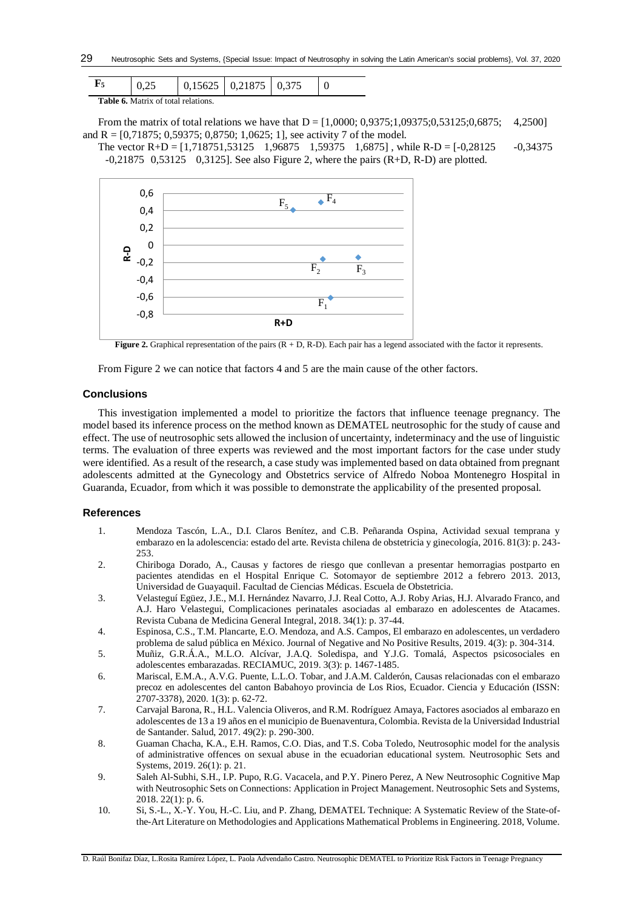| $F_5$ | 0,25 | 0,15625 | 0,21875 | 0,375 | 0 |
|---|---|---|---|---|---|

**Table 6.** Matrix of total relations.

From the matrix of total relations we have that D = [1,0000; 0,9375;1,09375;0,53125;0,6875; 4,2500] and R = [0,71875; 0,59375; 0,8750; 1,0625; 1], see activity 7 of the model.

The vector R+D = [1,718751,53125 1,96875 1,59375 1,6875] , while R-D = [-0,28125 -0,34375 -0,21875 0,53125 0,3125]. See also Figure 2, where the pairs (R+D, R-D) are plotted.

**Figure 2.** Graphical representation of the pairs (R + D, R-D). Each pair has a legend associated with the factor it represents.

From Figure 2 we can notice that factors 4 and 5 are the main cause of the other factors.

## Conclusions

This investigation implemented a model to prioritize the factors that influence teenage pregnancy. The model based its inference process on the method known as DEMATEL neutrosophic for the study of cause and effect. The use of neutrosophic sets allowed the inclusion of uncertainty, indeterminacy and the use of linguistic terms. The evaluation of three experts was reviewed and the most important factors for the case under study were identified. As a result of the research, a case study was implemented based on data obtained from pregnant adolescents admitted at the Gynecology and Obstetrics service of Alfredo Noboa Montenegro Hospital in Guaranda, Ecuador, from which it was possible to demonstrate the applicability of the presented proposal.

## References

1. Mendoza Tascón, L.A., D.I. Claros Benítez, and C.B. Peñaranda Ospina, Actividad sexual temprana y embarazo en la adolescencia: estado del arte. Revista chilena de obstetricia y ginecología, 2016. 81(3): p. 243-253.
2. Chiriboga Dorado, A., Causas y factores de riesgo que conllevan a presentar hemorragias postparto en pacientes atendidas en el Hospital Enrique C. Sotomayor de septiembre 2012 a febrero 2013. 2013, Universidad de Guayaquil. Facultad de Ciencias Médicas. Escuela de Obstetricia.
3. Velasteguí Egüez, J.E., M.I. Hernández Navarro, J.J. Real Cotto, A.J. Roby Arias, H.J. Alvarado Franco, and A.J. Haro Velastegui, Complicaciones perinatales asociadas al embarazo en adolescentes de Atacames. Revista Cubana de Medicina General Integral, 2018. 34(1): p. 37-44.
4. Espinosa, C.S., T.M. Plancarte, E.O. Mendoza, and A.S. Campos, El embarazo en adolescentes, un verdadero problema de salud pública en México. Journal of Negative and No Positive Results, 2019. 4(3): p. 304-314.
5. Muñiz, G.R.Á.A., M.L.O. Alcívar, J.A.Q. Soledispa, and Y.J.G. Tomalá, Aspectos psicosociales en adolescentes embarazadas. RECIAMUC, 2019. 3(3): p. 1467-1485.
6. Mariscal, E.M.A., A.V.G. Puente, L.L.O. Tobar, and J.A.M. Calderón, Causas relacionadas con el embarazo precoz en adolescentes del canton Babahoyo provincia de Los Rios, Ecuador. Ciencia y Educación (ISSN: 2707-3378), 2020. 1(3): p. 62-72.
7. Carvajal Barona, R., H.L. Valencia Oliveros, and R.M. Rodríguez Amaya, Factores asociados al embarazo en adolescentes de 13 a 19 años en el municipio de Buenaventura, Colombia. Revista de la Universidad Industrial de Santander. Salud, 2017. 49(2): p. 290-300.
8. Guaman Chacha, K.A., E.H. Ramos, C.O. Dias, and T.S. Coba Toledo, Neutrosophic model for the analysis of administrative offences on sexual abuse in the ecuadorian educational system. Neutrosophic Sets and Systems, 2019. 26(1): p. 21.
9. Saleh Al-Subhi, S.H., I.P. Pupo, R.G. Vacacela, and P.Y. Pinero Perez, A New Neutrosophic Cognitive Map with Neutrosophic Sets on Connections: Application in Project Management. Neutrosophic Sets and Systems, 2018. 22(1): p. 6.
10. Si, S.-L., X.-Y. You, H.-C. Liu, and P. Zhang, DEMATEL Technique: A Systematic Review of the State-of-the-Art Literature on Methodologies and Applications Mathematical Problems in Engineering. 2018, Volume.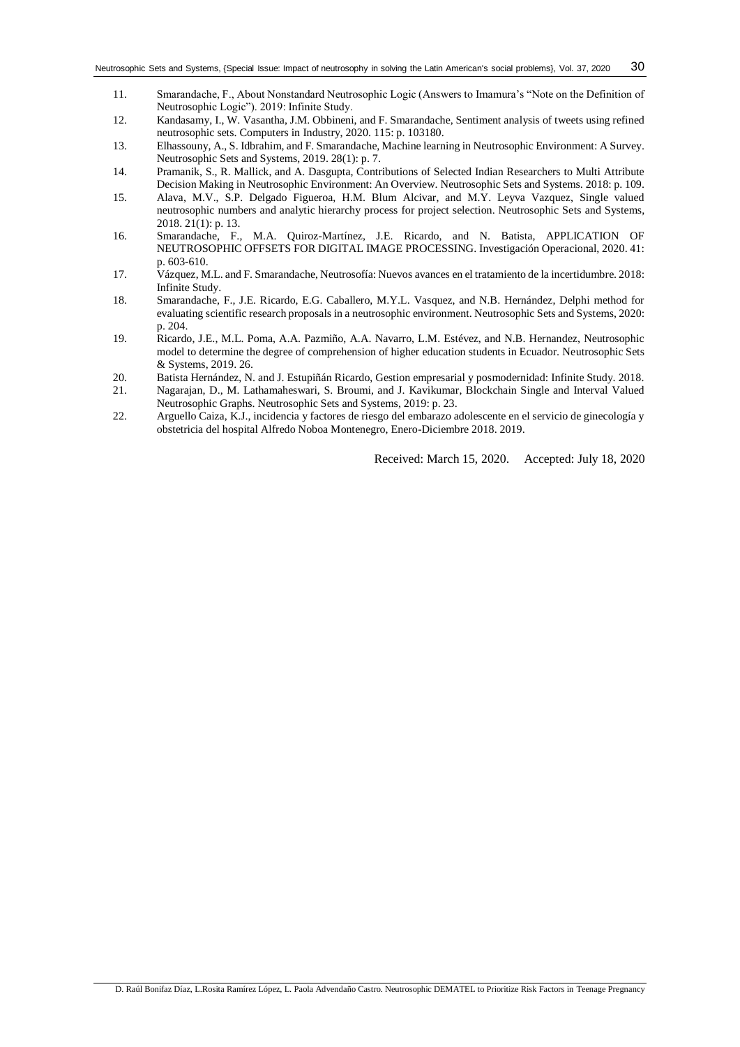11. Smarandache, F., About Nonstandard Neutrosophic Logic (Answers to Imamura's "Note on the Definition of Neutrosophic Logic"). 2019: Infinite Study.
12. Kandasamy, I., W. Vasantha, J.M. Obbineni, and F. Smarandache, Sentiment analysis of tweets using refined neutrosophic sets. Computers in Industry, 2020. 115: p. 103180.
13. Elhassouny, A., S. Idbrahim, and F. Smarandache, Machine learning in Neutrosophic Environment: A Survey. Neutrosophic Sets and Systems, 2019. 28(1): p. 7.
14. Pramanik, S., R. Mallick, and A. Dasgupta, Contributions of Selected Indian Researchers to Multi Attribute Decision Making in Neutrosophic Environment: An Overview. Neutrosophic Sets and Systems. 2018: p. 109.
15. Alava, M.V., S.P. Delgado Figueroa, H.M. Blum Alcivar, and M.Y. Leyva Vazquez, Single valued neutrosophic numbers and analytic hierarchy process for project selection. Neutrosophic Sets and Systems, 2018. 21(1): p. 13.
16. Smarandache, F., M.A. Quiroz-Martínez, J.E. Ricardo, and N. Batista, APPLICATION OF NEUTROSOPHIC OFFSETS FOR DIGITAL IMAGE PROCESSING. Investigación Operacional, 2020. 41: p. 603-610.
17. Vázquez, M.L. and F. Smarandache, Neutrosofía: Nuevos avances en el tratamiento de la incertidumbre. 2018: Infinite Study.
18. Smarandache, F., J.E. Ricardo, E.G. Caballero, M.Y.L. Vasquez, and N.B. Hernández, Delphi method for evaluating scientific research proposals in a neutrosophic environment. Neutrosophic Sets and Systems, 2020: p. 204.
19. Ricardo, J.E., M.L. Poma, A.A. Pazmiño, A.A. Navarro, L.M. Estévez, and N.B. Hernandez, Neutrosophic model to determine the degree of comprehension of higher education students in Ecuador. Neutrosophic Sets & Systems, 2019. 26.
20. Batista Hernández, N. and J. Estupiñán Ricardo, Gestion empresarial y posmodernidad: Infinite Study. 2018.
21. Nagarajan, D., M. Lathamaheswari, S. Broumi, and J. Kavikumar, Blockchain Single and Interval Valued Neutrosophic Graphs. Neutrosophic Sets and Systems, 2019: p. 23.
22. Arguello Caiza, K.J., incidencia y factores de riesgo del embarazo adolescente en el servicio de ginecología y obstetricia del hospital Alfredo Noboa Montenegro, Enero-Diciembre 2018. 2019.

Received: March 15, 2020. Accepted: July 18, 2020